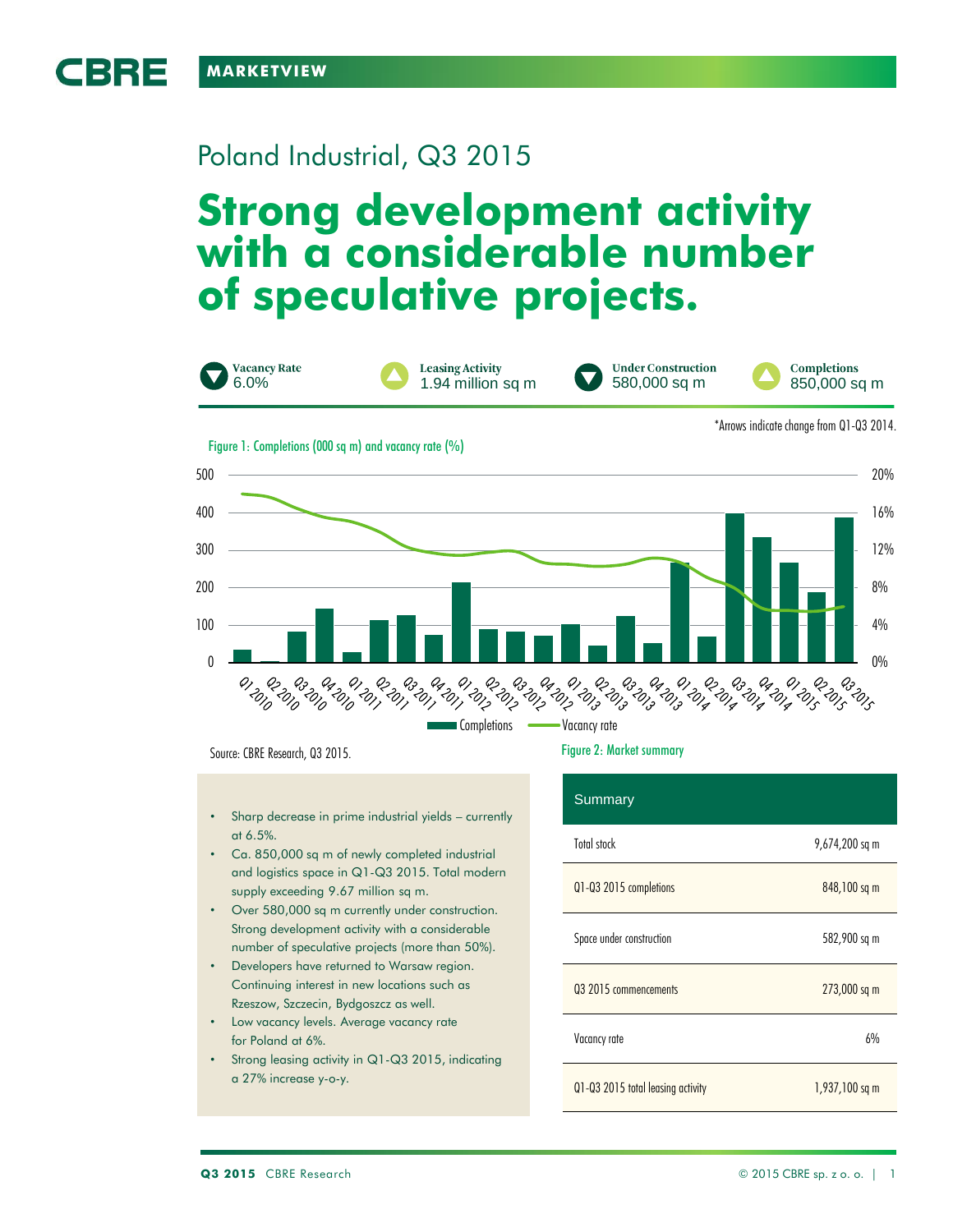CBRE

MARKETVIEW

# Poland Industrial, Q3 2015

# Strong development activity with a considerable number of speculative projects.

| Vacancy Rate | Leasing Activity | Under Construction | Completions |
|---|---|---|---|
| 6.0% | 1.94 million sq m | 580,000 sq m | 850,000 sq m |

*Arrows indicate change from Q1-Q3 2014.

Figure 1: Completions (000 sq m) and vacancy rate (%)

Source: CBRE Research, Q3 2015.

- Sharp decrease in prime industrial yields – currently at 6.5%.
- Ca. 850,000 sq m of newly completed industrial and logistics space in Q1-Q3 2015. Total modern supply exceeding 9.67 million sq m.
- Over 580,000 sq m currently under construction. Strong development activity with a considerable number of speculative projects (more than 50%).
- Developers have returned to Warsaw region. Continuing interest in new locations such as Rzeszow, Szczecin, Bydgoszcz as well.
- Low vacancy levels. Average vacancy rate for Poland at 6%.
- Strong leasing activity in Q1-Q3 2015, indicating a 27% increase y-o-y.

Figure 2: Market summary

| Summary | |
|---|---|
| Total stock | 9,674,200 sq m |
| Q1-Q3 2015 completions | 848,100 sq m |
| Space under construction | 582,900 sq m |
| Q3 2015 commencements | 273,000 sq m |
| Vacancy rate | 6% |
| Q1-Q3 2015 total leasing activity | 1,937,100 sq m |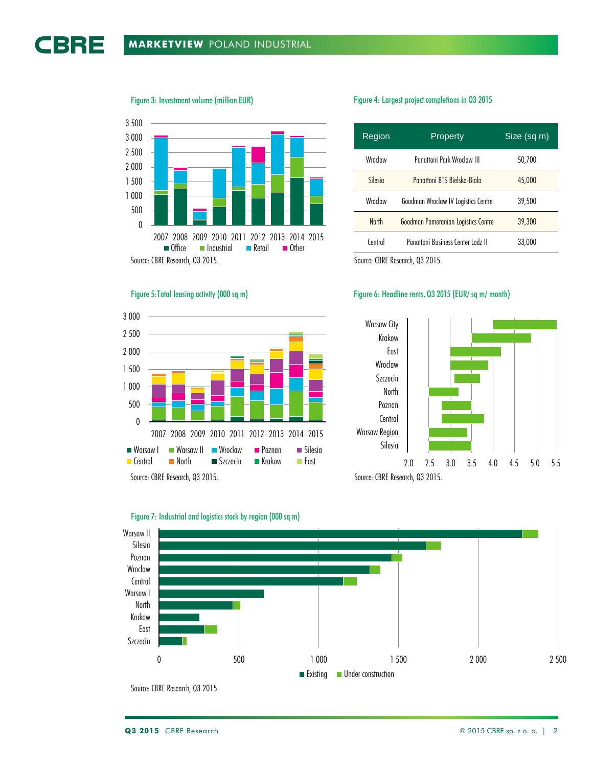Figure 3: Investment volume (million EUR)

Source: CBRE Research, Q3 2015.

Figure 4: Largest project completions in Q3 2015

| Region | Property | Size (sq m) |
| --- | --- | --- |
| Wroclaw | Panattoni Park Wroclaw III | 50,700 |
| Silesia | Panattoni BTS Bielsko-Biala | 45,000 |
| Wroclaw | Goodman Wroclaw IV Logistics Centre | 39,500 |
| North | Goodman Pomeranian Logistics Centre | 39,300 |
| Central | Panattoni Business Center Lodz II | 33,000 |

Source: CBRE Research, Q3 2015.

Figure 5: Total leasing activity (000 sq m)

Source: CBRE Research, Q3 2015.

Figure 6: Headline rents, Q3 2015 (EUR/ sq m/ month)

Source: CBRE Research, Q3 2015.

Figure 7: Industrial and logistics stock by region (000 sq m)

Source: CBRE Research, Q3 2015.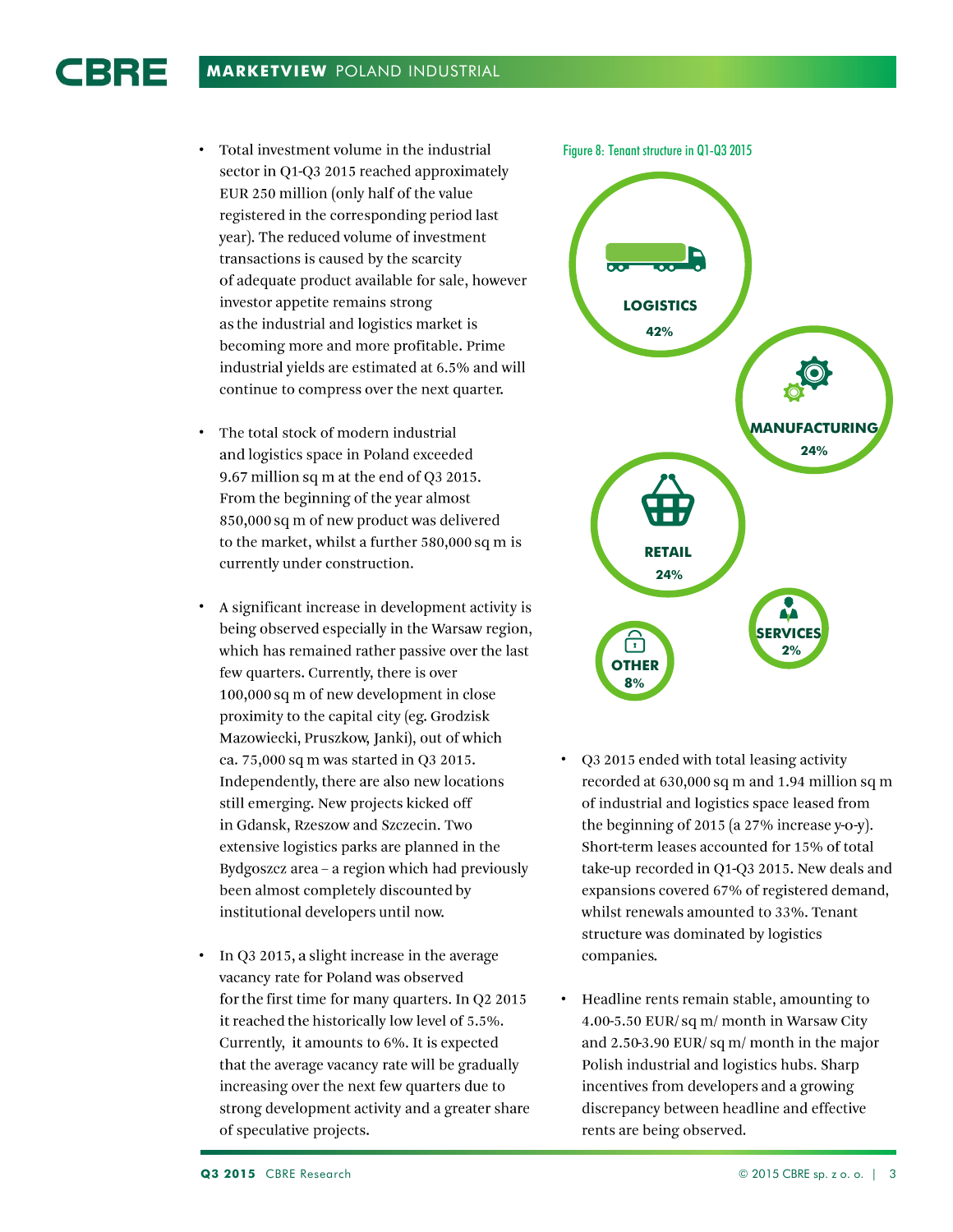- Total investment volume in the industrial sector in Q1-Q3 2015 reached approximately EUR 250 million (only half of the value registered in the corresponding period last year). The reduced volume of investment transactions is caused by the scarcity of adequate product available for sale, however investor appetite remains strong as the industrial and logistics market is becoming more and more profitable. Prime industrial yields are estimated at 6.5% and will continue to compress over the next quarter.

- The total stock of modern industrial and logistics space in Poland exceeded 9.67 million sq m at the end of Q3 2015. From the beginning of the year almost 850,000 sq m of new product was delivered to the market, whilst a further 580,000 sq m is currently under construction.

- A significant increase in development activity is being observed especially in the Warsaw region, which has remained rather passive over the last few quarters. Currently, there is over 100,000 sq m of new development in close proximity to the capital city (eg. Grodzisk Mazowiecki, Pruszkow, Janki), out of which ca. 75,000 sq m was started in Q3 2015. Independently, there are also new locations still emerging. New projects kicked off in Gdansk, Rzeszow and Szczecin. Two extensive logistics parks are planned in the Bydgoszcz area – a region which had previously been almost completely discounted by institutional developers until now.

- In Q3 2015, a slight increase in the average vacancy rate for Poland was observed for the first time for many quarters. In Q2 2015 it reached the historically low level of 5.5%. Currently, it amounts to 6%. It is expected that the average vacancy rate will be gradually increasing over the next few quarters due to strong development activity and a greater share of speculative projects.

Figure 8: Tenant structure in Q1-Q3 2015

| Sector | Share |
|---|---|
| LOGISTICS | 42% |
| MANUFACTURING | 24% |
| RETAIL | 24% |
| OTHER | 8% |
| SERVICES | 2% |

- Q3 2015 ended with total leasing activity recorded at 630,000 sq m and 1.94 million sq m of industrial and logistics space leased from the beginning of 2015 (a 27% increase y-o-y). Short-term leases accounted for 15% of total take-up recorded in Q1-Q3 2015. New deals and expansions covered 67% of registered demand, whilst renewals amounted to 33%. Tenant structure was dominated by logistics companies.

- Headline rents remain stable, amounting to 4.00-5.50 EUR/ sq m/ month in Warsaw City and 2.50-3.90 EUR/ sq m/ month in the major Polish industrial and logistics hubs. Sharp incentives from developers and a growing discrepancy between headline and effective rents are being observed.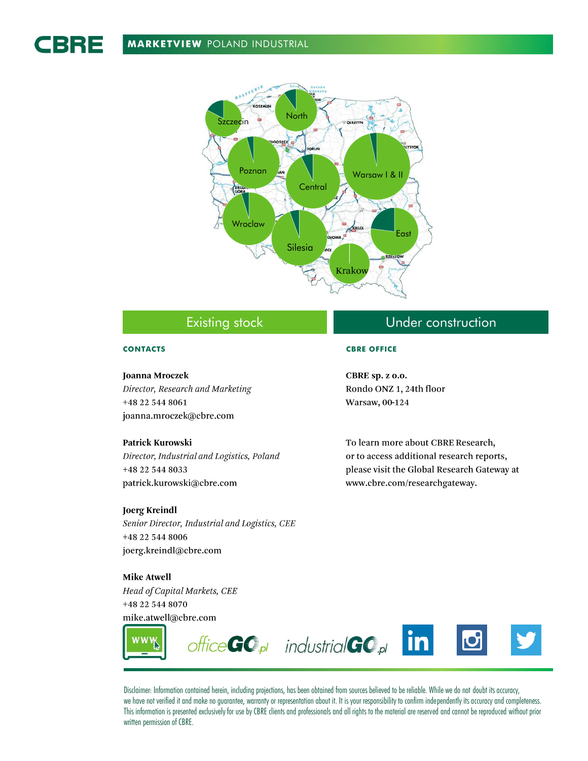Szczecin

North

Poznan

Central

Warsaw I & II

Wroclaw

Silesia

East

Krakow

Existing stock

Under construction

## CONTACTS

**Joanna Mroczek**
*Director, Research and Marketing*
+48 22 544 8061
joanna.mroczek@cbre.com

**Patrick Kurowski**
*Director, Industrial and Logistics, Poland*
+48 22 544 8033
patrick.kurowski@cbre.com

**Joerg Kreindl**
*Senior Director, Industrial and Logistics, CEE*
+48 22 544 8006
joerg.kreindl@cbre.com

**Mike Atwell**
*Head of Capital Markets, CEE*
+48 22 544 8070
mike.atwell@cbre.com

## CBRE OFFICE

**CBRE sp. z o.o.**
Rondo ONZ 1, 24th floor
Warsaw, 00-124

To learn more about CBRE Research, or to access additional research reports, please visit the Global Research Gateway at www.cbre.com/researchgateway.

Disclaimer: Information contained herein, including projections, has been obtained from sources believed to be reliable. While we do not doubt its accuracy, we have not verified it and make no guarantee, warranty or representation about it. It is your responsibility to confirm independently its accuracy and completeness. This information is presented exclusively for use by CBRE clients and professionals and all rights to the material are reserved and cannot be reproduced without prior written permission of CBRE.